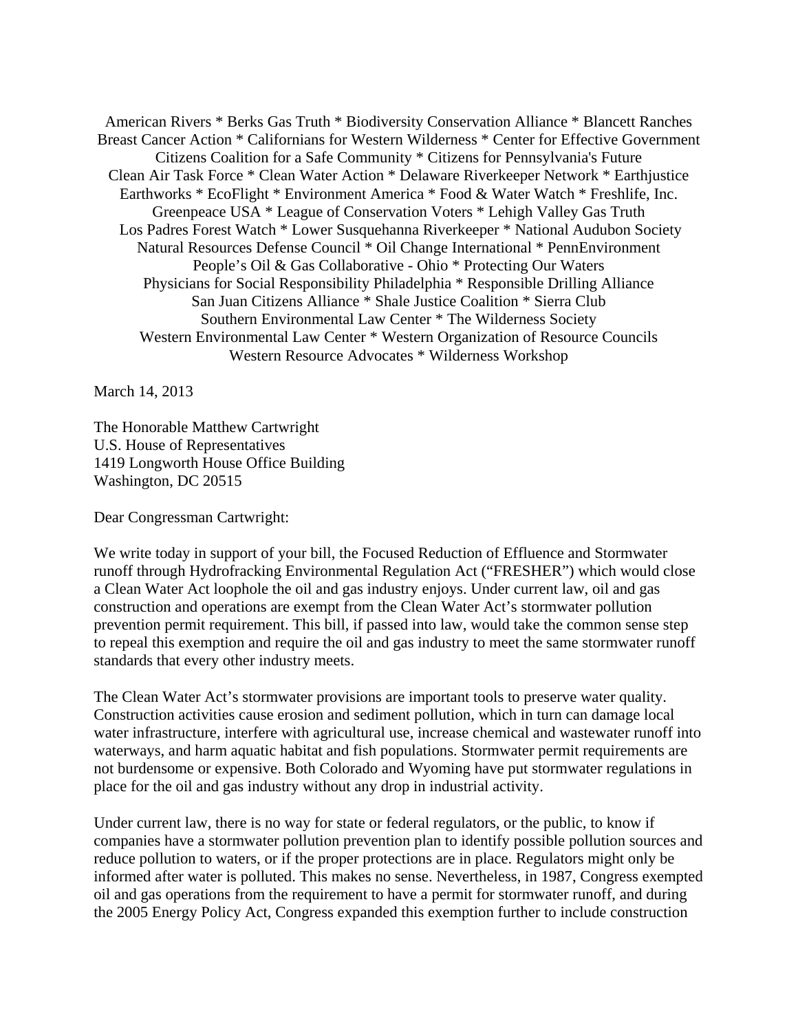American Rivers * Berks Gas Truth * Biodiversity Conservation Alliance * Blancett Ranches
Breast Cancer Action * Californians for Western Wilderness * Center for Effective Government
Citizens Coalition for a Safe Community * Citizens for Pennsylvania's Future
Clean Air Task Force * Clean Water Action * Delaware Riverkeeper Network * Earthjustice
Earthworks * EcoFlight * Environment America * Food & Water Watch * Freshlife, Inc.
Greenpeace USA * League of Conservation Voters * Lehigh Valley Gas Truth
Los Padres Forest Watch * Lower Susquehanna Riverkeeper * National Audubon Society
Natural Resources Defense Council * Oil Change International * PennEnvironment
People's Oil & Gas Collaborative - Ohio * Protecting Our Waters
Physicians for Social Responsibility Philadelphia * Responsible Drilling Alliance
San Juan Citizens Alliance * Shale Justice Coalition * Sierra Club
Southern Environmental Law Center * The Wilderness Society
Western Environmental Law Center * Western Organization of Resource Councils
Western Resource Advocates * Wilderness Workshop

March 14, 2013

The Honorable Matthew Cartwright
U.S. House of Representatives
1419 Longworth House Office Building
Washington, DC 20515

Dear Congressman Cartwright:

We write today in support of your bill, the Focused Reduction of Effluence and Stormwater runoff through Hydrofracking Environmental Regulation Act ("FRESHER") which would close a Clean Water Act loophole the oil and gas industry enjoys. Under current law, oil and gas construction and operations are exempt from the Clean Water Act's stormwater pollution prevention permit requirement. This bill, if passed into law, would take the common sense step to repeal this exemption and require the oil and gas industry to meet the same stormwater runoff standards that every other industry meets.

The Clean Water Act's stormwater provisions are important tools to preserve water quality. Construction activities cause erosion and sediment pollution, which in turn can damage local water infrastructure, interfere with agricultural use, increase chemical and wastewater runoff into waterways, and harm aquatic habitat and fish populations. Stormwater permit requirements are not burdensome or expensive. Both Colorado and Wyoming have put stormwater regulations in place for the oil and gas industry without any drop in industrial activity.

Under current law, there is no way for state or federal regulators, or the public, to know if companies have a stormwater pollution prevention plan to identify possible pollution sources and reduce pollution to waters, or if the proper protections are in place. Regulators might only be informed after water is polluted. This makes no sense. Nevertheless, in 1987, Congress exempted oil and gas operations from the requirement to have a permit for stormwater runoff, and during the 2005 Energy Policy Act, Congress expanded this exemption further to include construction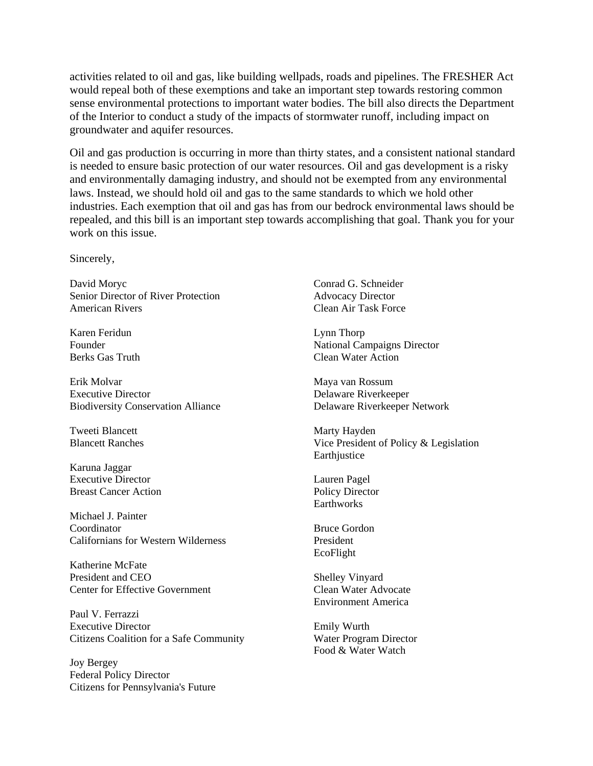activities related to oil and gas, like building wellpads, roads and pipelines. The FRESHER Act would repeal both of these exemptions and take an important step towards restoring common sense environmental protections to important water bodies. The bill also directs the Department of the Interior to conduct a study of the impacts of stormwater runoff, including impact on groundwater and aquifer resources.

Oil and gas production is occurring in more than thirty states, and a consistent national standard is needed to ensure basic protection of our water resources. Oil and gas development is a risky and environmentally damaging industry, and should not be exempted from any environmental laws. Instead, we should hold oil and gas to the same standards to which we hold other industries. Each exemption that oil and gas has from our bedrock environmental laws should be repealed, and this bill is an important step towards accomplishing that goal. Thank you for your work on this issue.

Sincerely,

David Moryc
Senior Director of River Protection
American Rivers

Karen Feridun
Founder
Berks Gas Truth

Erik Molvar
Executive Director
Biodiversity Conservation Alliance

Tweeti Blancett
Blancett Ranches

Karuna Jaggar
Executive Director
Breast Cancer Action

Michael J. Painter
Coordinator
Californians for Western Wilderness

Katherine McFate
President and CEO
Center for Effective Government

Paul V. Ferrazzi
Executive Director
Citizens Coalition for a Safe Community

Joy Bergey
Federal Policy Director
Citizens for Pennsylvania's Future

Conrad G. Schneider
Advocacy Director
Clean Air Task Force

Lynn Thorp
National Campaigns Director
Clean Water Action

Maya van Rossum
Delaware Riverkeeper
Delaware Riverkeeper Network

Marty Hayden
Vice President of Policy & Legislation
Earthjustice

Lauren Pagel
Policy Director
Earthworks

Bruce Gordon
President
EcoFlight

Shelley Vinyard
Clean Water Advocate
Environment America

Emily Wurth
Water Program Director
Food & Water Watch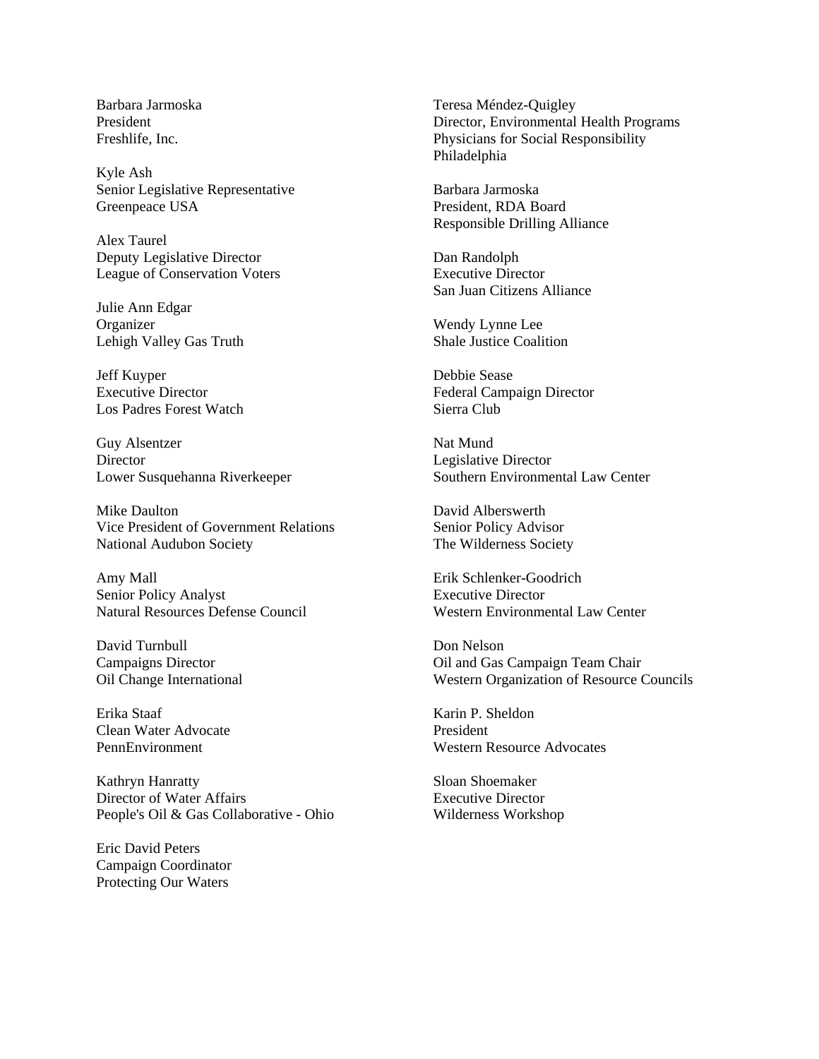Barbara Jarmoska
President
Freshlife, Inc.

Kyle Ash
Senior Legislative Representative
Greenpeace USA

Alex Taurel
Deputy Legislative Director
League of Conservation Voters

Julie Ann Edgar
Organizer
Lehigh Valley Gas Truth

Jeff Kuyper
Executive Director
Los Padres Forest Watch

Guy Alsentzer
Director
Lower Susquehanna Riverkeeper

Mike Daulton
Vice President of Government Relations
National Audubon Society

Amy Mall
Senior Policy Analyst
Natural Resources Defense Council

David Turnbull
Campaigns Director
Oil Change International

Erika Staaf
Clean Water Advocate
PennEnvironment

Kathryn Hanratty
Director of Water Affairs
People's Oil & Gas Collaborative - Ohio

Eric David Peters
Campaign Coordinator
Protecting Our Waters

Teresa Méndez-Quigley
Director, Environmental Health Programs
Physicians for Social Responsibility
Philadelphia

Barbara Jarmoska
President, RDA Board
Responsible Drilling Alliance

Dan Randolph
Executive Director
San Juan Citizens Alliance

Wendy Lynne Lee
Shale Justice Coalition

Debbie Sease
Federal Campaign Director
Sierra Club

Nat Mund
Legislative Director
Southern Environmental Law Center

David Alberswerth
Senior Policy Advisor
The Wilderness Society

Erik Schlenker-Goodrich
Executive Director
Western Environmental Law Center

Don Nelson
Oil and Gas Campaign Team Chair
Western Organization of Resource Councils

Karin P. Sheldon
President
Western Resource Advocates

Sloan Shoemaker
Executive Director
Wilderness Workshop